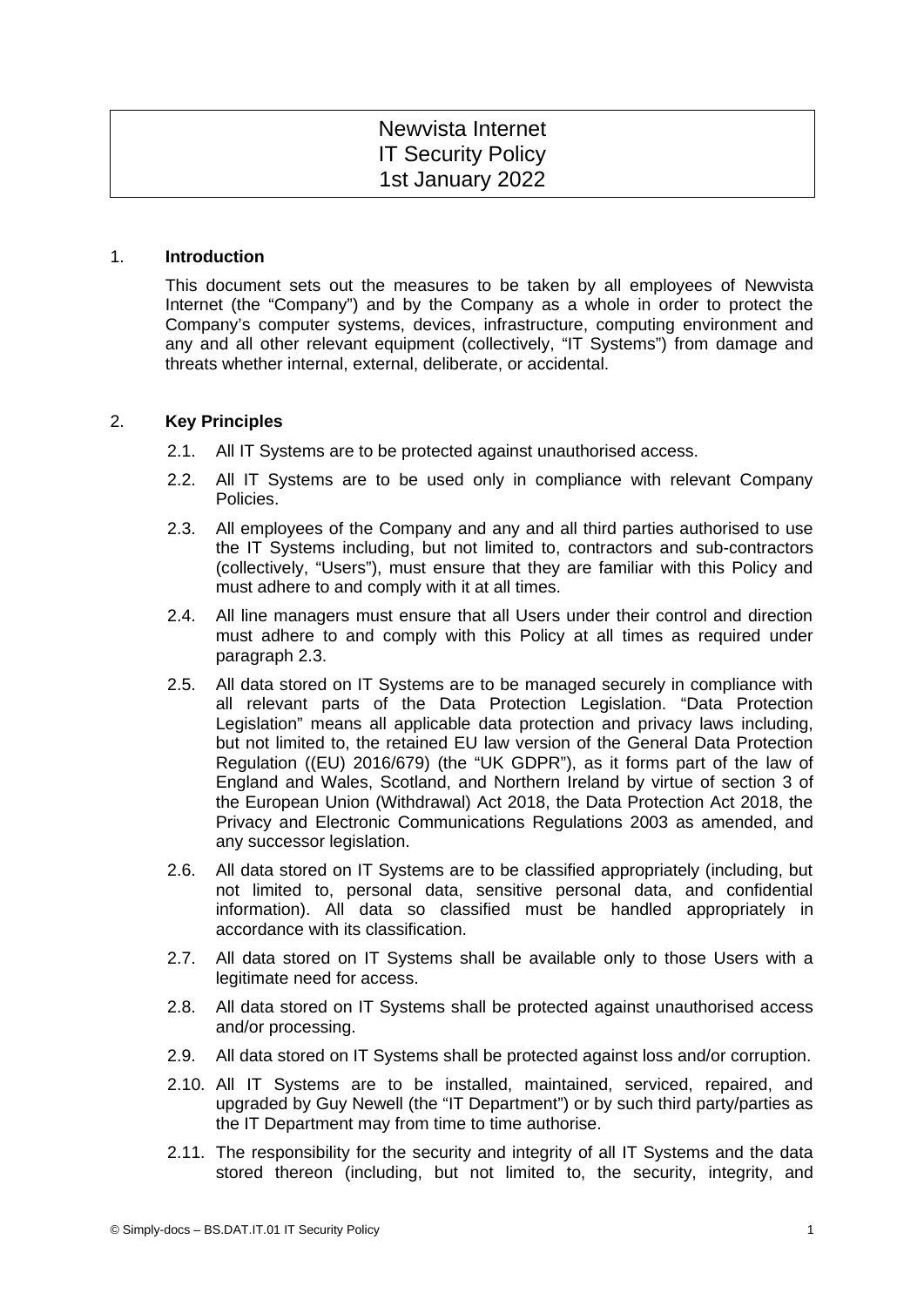# Newvista Internet
# IT Security Policy
# 1st January 2022

## 1. Introduction

This document sets out the measures to be taken by all employees of Newvista Internet (the "Company") and by the Company as a whole in order to protect the Company's computer systems, devices, infrastructure, computing environment and any and all other relevant equipment (collectively, "IT Systems") from damage and threats whether internal, external, deliberate, or accidental.

## 2. Key Principles

2.1. All IT Systems are to be protected against unauthorised access.

2.2. All IT Systems are to be used only in compliance with relevant Company Policies.

2.3. All employees of the Company and any and all third parties authorised to use the IT Systems including, but not limited to, contractors and sub-contractors (collectively, "Users"), must ensure that they are familiar with this Policy and must adhere to and comply with it at all times.

2.4. All line managers must ensure that all Users under their control and direction must adhere to and comply with this Policy at all times as required under paragraph 2.3.

2.5. All data stored on IT Systems are to be managed securely in compliance with all relevant parts of the Data Protection Legislation. "Data Protection Legislation" means all applicable data protection and privacy laws including, but not limited to, the retained EU law version of the General Data Protection Regulation ((EU) 2016/679) (the "UK GDPR"), as it forms part of the law of England and Wales, Scotland, and Northern Ireland by virtue of section 3 of the European Union (Withdrawal) Act 2018, the Data Protection Act 2018, the Privacy and Electronic Communications Regulations 2003 as amended, and any successor legislation.

2.6. All data stored on IT Systems are to be classified appropriately (including, but not limited to, personal data, sensitive personal data, and confidential information). All data so classified must be handled appropriately in accordance with its classification.

2.7. All data stored on IT Systems shall be available only to those Users with a legitimate need for access.

2.8. All data stored on IT Systems shall be protected against unauthorised access and/or processing.

2.9. All data stored on IT Systems shall be protected against loss and/or corruption.

2.10. All IT Systems are to be installed, maintained, serviced, repaired, and upgraded by Guy Newell (the "IT Department") or by such third party/parties as the IT Department may from time to time authorise.

2.11. The responsibility for the security and integrity of all IT Systems and the data stored thereon (including, but not limited to, the security, integrity, and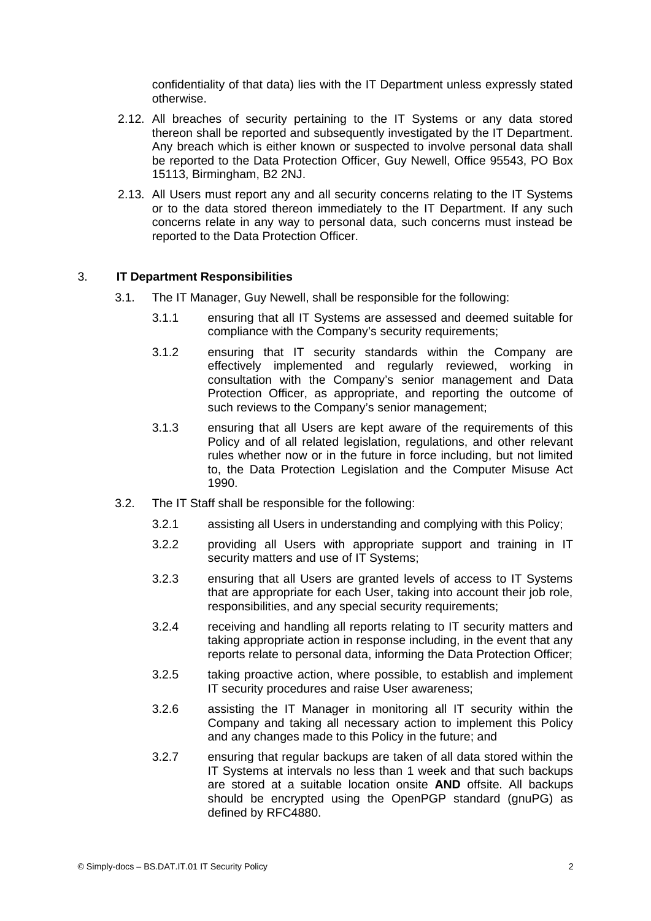confidentiality of that data) lies with the IT Department unless expressly stated otherwise.

2.12. All breaches of security pertaining to the IT Systems or any data stored thereon shall be reported and subsequently investigated by the IT Department. Any breach which is either known or suspected to involve personal data shall be reported to the Data Protection Officer, Guy Newell, Office 95543, PO Box 15113, Birmingham, B2 2NJ.

2.13. All Users must report any and all security concerns relating to the IT Systems or to the data stored thereon immediately to the IT Department. If any such concerns relate in any way to personal data, such concerns must instead be reported to the Data Protection Officer.

## 3. IT Department Responsibilities

3.1. The IT Manager, Guy Newell, shall be responsible for the following:

3.1.1 ensuring that all IT Systems are assessed and deemed suitable for compliance with the Company's security requirements;

3.1.2 ensuring that IT security standards within the Company are effectively implemented and regularly reviewed, working in consultation with the Company's senior management and Data Protection Officer, as appropriate, and reporting the outcome of such reviews to the Company's senior management;

3.1.3 ensuring that all Users are kept aware of the requirements of this Policy and of all related legislation, regulations, and other relevant rules whether now or in the future in force including, but not limited to, the Data Protection Legislation and the Computer Misuse Act 1990.

3.2. The IT Staff shall be responsible for the following:

3.2.1 assisting all Users in understanding and complying with this Policy;

3.2.2 providing all Users with appropriate support and training in IT security matters and use of IT Systems;

3.2.3 ensuring that all Users are granted levels of access to IT Systems that are appropriate for each User, taking into account their job role, responsibilities, and any special security requirements;

3.2.4 receiving and handling all reports relating to IT security matters and taking appropriate action in response including, in the event that any reports relate to personal data, informing the Data Protection Officer;

3.2.5 taking proactive action, where possible, to establish and implement IT security procedures and raise User awareness;

3.2.6 assisting the IT Manager in monitoring all IT security within the Company and taking all necessary action to implement this Policy and any changes made to this Policy in the future; and

3.2.7 ensuring that regular backups are taken of all data stored within the IT Systems at intervals no less than 1 week and that such backups are stored at a suitable location onsite **AND** offsite. All backups should be encrypted using the OpenPGP standard (gnuPG) as defined by RFC4880.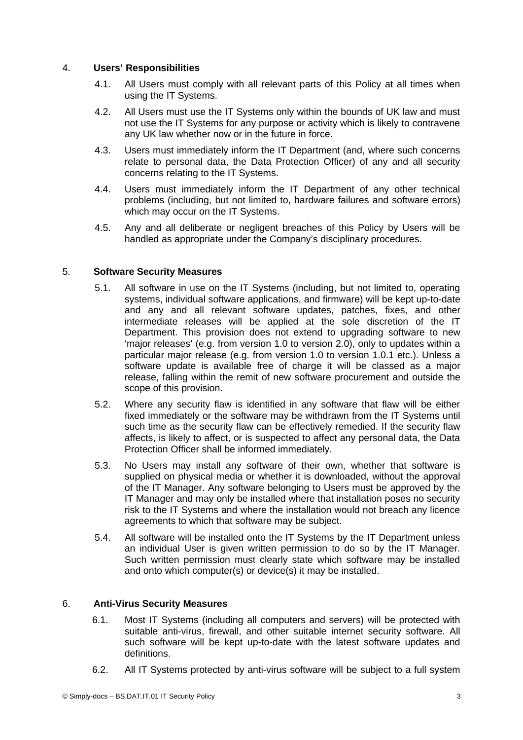## 4. Users' Responsibilities

4.1. All Users must comply with all relevant parts of this Policy at all times when using the IT Systems.

4.2. All Users must use the IT Systems only within the bounds of UK law and must not use the IT Systems for any purpose or activity which is likely to contravene any UK law whether now or in the future in force.

4.3. Users must immediately inform the IT Department (and, where such concerns relate to personal data, the Data Protection Officer) of any and all security concerns relating to the IT Systems.

4.4. Users must immediately inform the IT Department of any other technical problems (including, but not limited to, hardware failures and software errors) which may occur on the IT Systems.

4.5. Any and all deliberate or negligent breaches of this Policy by Users will be handled as appropriate under the Company's disciplinary procedures.

## 5. Software Security Measures

5.1. All software in use on the IT Systems (including, but not limited to, operating systems, individual software applications, and firmware) will be kept up-to-date and any and all relevant software updates, patches, fixes, and other intermediate releases will be applied at the sole discretion of the IT Department. This provision does not extend to upgrading software to new 'major releases' (e.g. from version 1.0 to version 2.0), only to updates within a particular major release (e.g. from version 1.0 to version 1.0.1 etc.). Unless a software update is available free of charge it will be classed as a major release, falling within the remit of new software procurement and outside the scope of this provision.

5.2. Where any security flaw is identified in any software that flaw will be either fixed immediately or the software may be withdrawn from the IT Systems until such time as the security flaw can be effectively remedied. If the security flaw affects, is likely to affect, or is suspected to affect any personal data, the Data Protection Officer shall be informed immediately.

5.3. No Users may install any software of their own, whether that software is supplied on physical media or whether it is downloaded, without the approval of the IT Manager. Any software belonging to Users must be approved by the IT Manager and may only be installed where that installation poses no security risk to the IT Systems and where the installation would not breach any licence agreements to which that software may be subject.

5.4. All software will be installed onto the IT Systems by the IT Department unless an individual User is given written permission to do so by the IT Manager. Such written permission must clearly state which software may be installed and onto which computer(s) or device(s) it may be installed.

## 6. Anti-Virus Security Measures

6.1. Most IT Systems (including all computers and servers) will be protected with suitable anti-virus, firewall, and other suitable internet security software. All such software will be kept up-to-date with the latest software updates and definitions.

6.2. All IT Systems protected by anti-virus software will be subject to a full system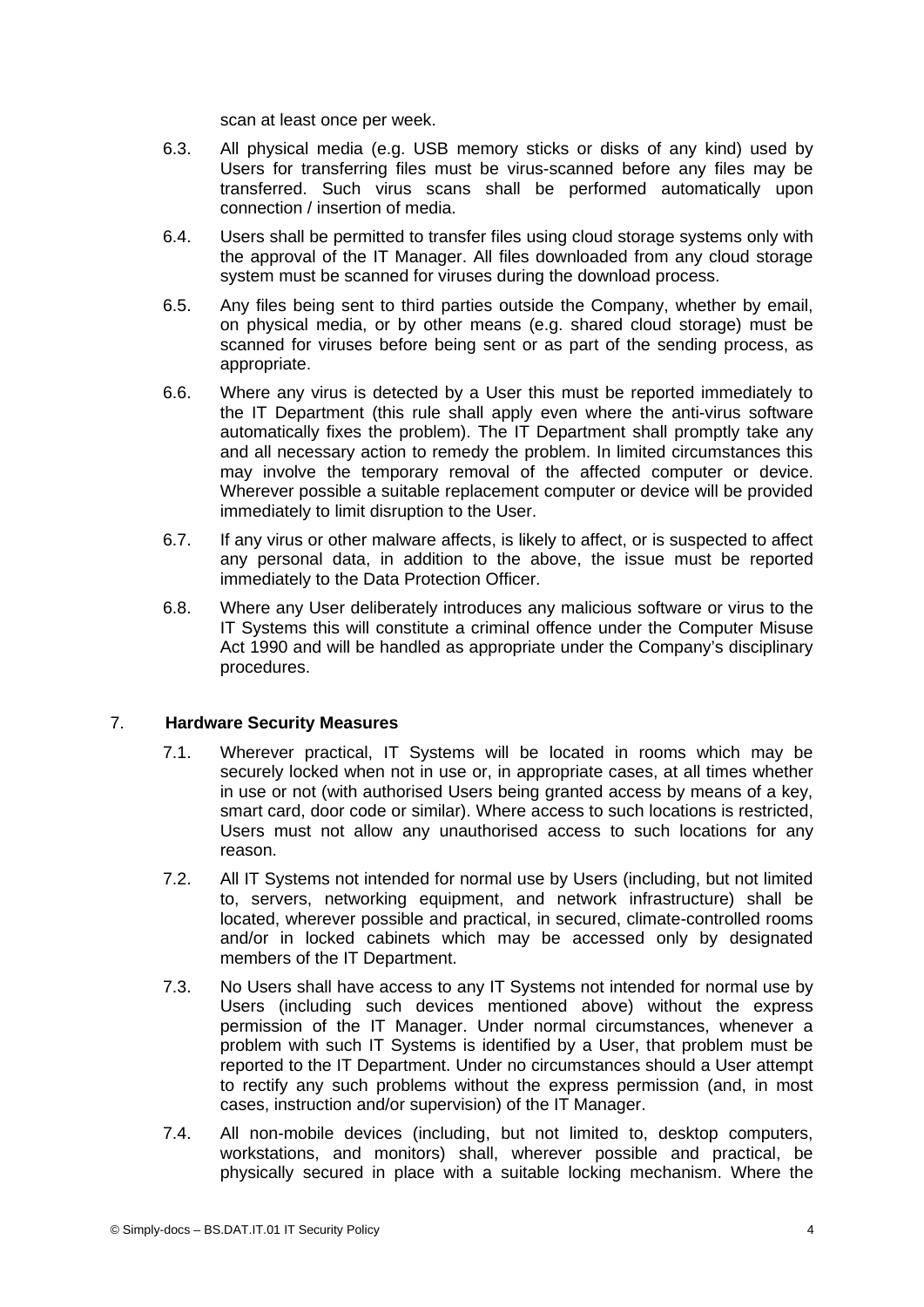scan at least once per week.

6.3. All physical media (e.g. USB memory sticks or disks of any kind) used by Users for transferring files must be virus-scanned before any files may be transferred. Such virus scans shall be performed automatically upon connection / insertion of media.

6.4. Users shall be permitted to transfer files using cloud storage systems only with the approval of the IT Manager. All files downloaded from any cloud storage system must be scanned for viruses during the download process.

6.5. Any files being sent to third parties outside the Company, whether by email, on physical media, or by other means (e.g. shared cloud storage) must be scanned for viruses before being sent or as part of the sending process, as appropriate.

6.6. Where any virus is detected by a User this must be reported immediately to the IT Department (this rule shall apply even where the anti-virus software automatically fixes the problem). The IT Department shall promptly take any and all necessary action to remedy the problem. In limited circumstances this may involve the temporary removal of the affected computer or device. Wherever possible a suitable replacement computer or device will be provided immediately to limit disruption to the User.

6.7. If any virus or other malware affects, is likely to affect, or is suspected to affect any personal data, in addition to the above, the issue must be reported immediately to the Data Protection Officer.

6.8. Where any User deliberately introduces any malicious software or virus to the IT Systems this will constitute a criminal offence under the Computer Misuse Act 1990 and will be handled as appropriate under the Company's disciplinary procedures.

## 7. **Hardware Security Measures**

7.1. Wherever practical, IT Systems will be located in rooms which may be securely locked when not in use or, in appropriate cases, at all times whether in use or not (with authorised Users being granted access by means of a key, smart card, door code or similar). Where access to such locations is restricted, Users must not allow any unauthorised access to such locations for any reason.

7.2. All IT Systems not intended for normal use by Users (including, but not limited to, servers, networking equipment, and network infrastructure) shall be located, wherever possible and practical, in secured, climate-controlled rooms and/or in locked cabinets which may be accessed only by designated members of the IT Department.

7.3. No Users shall have access to any IT Systems not intended for normal use by Users (including such devices mentioned above) without the express permission of the IT Manager. Under normal circumstances, whenever a problem with such IT Systems is identified by a User, that problem must be reported to the IT Department. Under no circumstances should a User attempt to rectify any such problems without the express permission (and, in most cases, instruction and/or supervision) of the IT Manager.

7.4. All non-mobile devices (including, but not limited to, desktop computers, workstations, and monitors) shall, wherever possible and practical, be physically secured in place with a suitable locking mechanism. Where the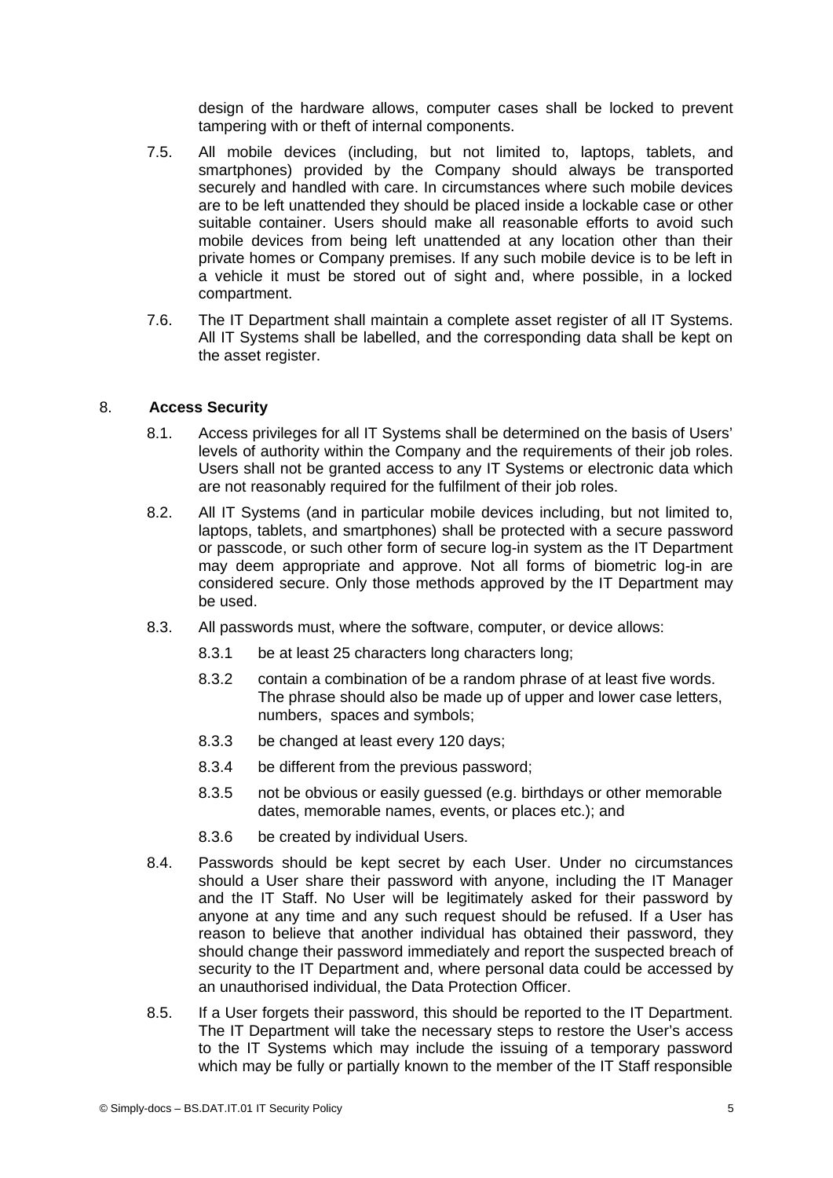design of the hardware allows, computer cases shall be locked to prevent tampering with or theft of internal components.

7.5. All mobile devices (including, but not limited to, laptops, tablets, and smartphones) provided by the Company should always be transported securely and handled with care. In circumstances where such mobile devices are to be left unattended they should be placed inside a lockable case or other suitable container. Users should make all reasonable efforts to avoid such mobile devices from being left unattended at any location other than their private homes or Company premises. If any such mobile device is to be left in a vehicle it must be stored out of sight and, where possible, in a locked compartment.

7.6. The IT Department shall maintain a complete asset register of all IT Systems. All IT Systems shall be labelled, and the corresponding data shall be kept on the asset register.

## 8. **Access Security**

8.1. Access privileges for all IT Systems shall be determined on the basis of Users' levels of authority within the Company and the requirements of their job roles. Users shall not be granted access to any IT Systems or electronic data which are not reasonably required for the fulfilment of their job roles.

8.2. All IT Systems (and in particular mobile devices including, but not limited to, laptops, tablets, and smartphones) shall be protected with a secure password or passcode, or such other form of secure log-in system as the IT Department may deem appropriate and approve. Not all forms of biometric log-in are considered secure. Only those methods approved by the IT Department may be used.

8.3. All passwords must, where the software, computer, or device allows:

8.3.1 be at least 25 characters long characters long;

8.3.2 contain a combination of be a random phrase of at least five words. The phrase should also be made up of upper and lower case letters, numbers, spaces and symbols;

8.3.3 be changed at least every 120 days;

8.3.4 be different from the previous password;

8.3.5 not be obvious or easily guessed (e.g. birthdays or other memorable dates, memorable names, events, or places etc.); and

8.3.6 be created by individual Users.

8.4. Passwords should be kept secret by each User. Under no circumstances should a User share their password with anyone, including the IT Manager and the IT Staff. No User will be legitimately asked for their password by anyone at any time and any such request should be refused. If a User has reason to believe that another individual has obtained their password, they should change their password immediately and report the suspected breach of security to the IT Department and, where personal data could be accessed by an unauthorised individual, the Data Protection Officer.

8.5. If a User forgets their password, this should be reported to the IT Department. The IT Department will take the necessary steps to restore the User's access to the IT Systems which may include the issuing of a temporary password which may be fully or partially known to the member of the IT Staff responsible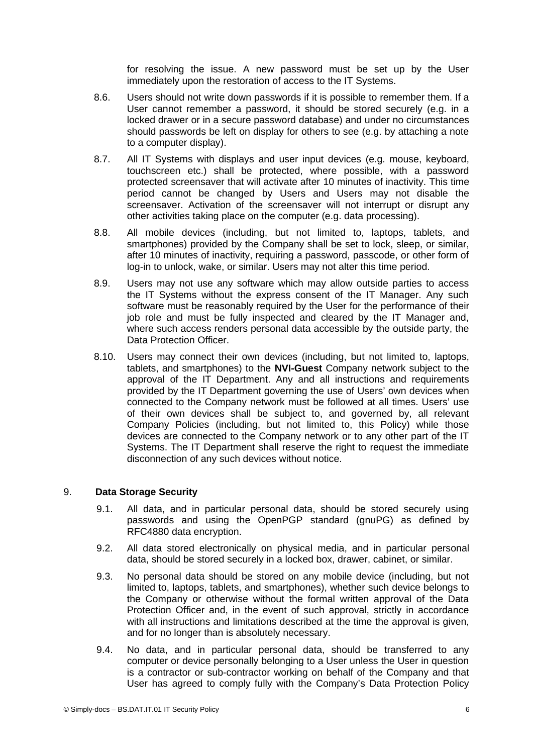for resolving the issue. A new password must be set up by the User immediately upon the restoration of access to the IT Systems.

8.6. Users should not write down passwords if it is possible to remember them. If a User cannot remember a password, it should be stored securely (e.g. in a locked drawer or in a secure password database) and under no circumstances should passwords be left on display for others to see (e.g. by attaching a note to a computer display).

8.7. All IT Systems with displays and user input devices (e.g. mouse, keyboard, touchscreen etc.) shall be protected, where possible, with a password protected screensaver that will activate after 10 minutes of inactivity. This time period cannot be changed by Users and Users may not disable the screensaver. Activation of the screensaver will not interrupt or disrupt any other activities taking place on the computer (e.g. data processing).

8.8. All mobile devices (including, but not limited to, laptops, tablets, and smartphones) provided by the Company shall be set to lock, sleep, or similar, after 10 minutes of inactivity, requiring a password, passcode, or other form of log-in to unlock, wake, or similar. Users may not alter this time period.

8.9. Users may not use any software which may allow outside parties to access the IT Systems without the express consent of the IT Manager. Any such software must be reasonably required by the User for the performance of their job role and must be fully inspected and cleared by the IT Manager and, where such access renders personal data accessible by the outside party, the Data Protection Officer.

8.10. Users may connect their own devices (including, but not limited to, laptops, tablets, and smartphones) to the **NVI-Guest** Company network subject to the approval of the IT Department. Any and all instructions and requirements provided by the IT Department governing the use of Users' own devices when connected to the Company network must be followed at all times. Users' use of their own devices shall be subject to, and governed by, all relevant Company Policies (including, but not limited to, this Policy) while those devices are connected to the Company network or to any other part of the IT Systems. The IT Department shall reserve the right to request the immediate disconnection of any such devices without notice.

## 9. Data Storage Security

9.1. All data, and in particular personal data, should be stored securely using passwords and using the OpenPGP standard (gnuPG) as defined by RFC4880 data encryption.

9.2. All data stored electronically on physical media, and in particular personal data, should be stored securely in a locked box, drawer, cabinet, or similar.

9.3. No personal data should be stored on any mobile device (including, but not limited to, laptops, tablets, and smartphones), whether such device belongs to the Company or otherwise without the formal written approval of the Data Protection Officer and, in the event of such approval, strictly in accordance with all instructions and limitations described at the time the approval is given, and for no longer than is absolutely necessary.

9.4. No data, and in particular personal data, should be transferred to any computer or device personally belonging to a User unless the User in question is a contractor or sub-contractor working on behalf of the Company and that User has agreed to comply fully with the Company's Data Protection Policy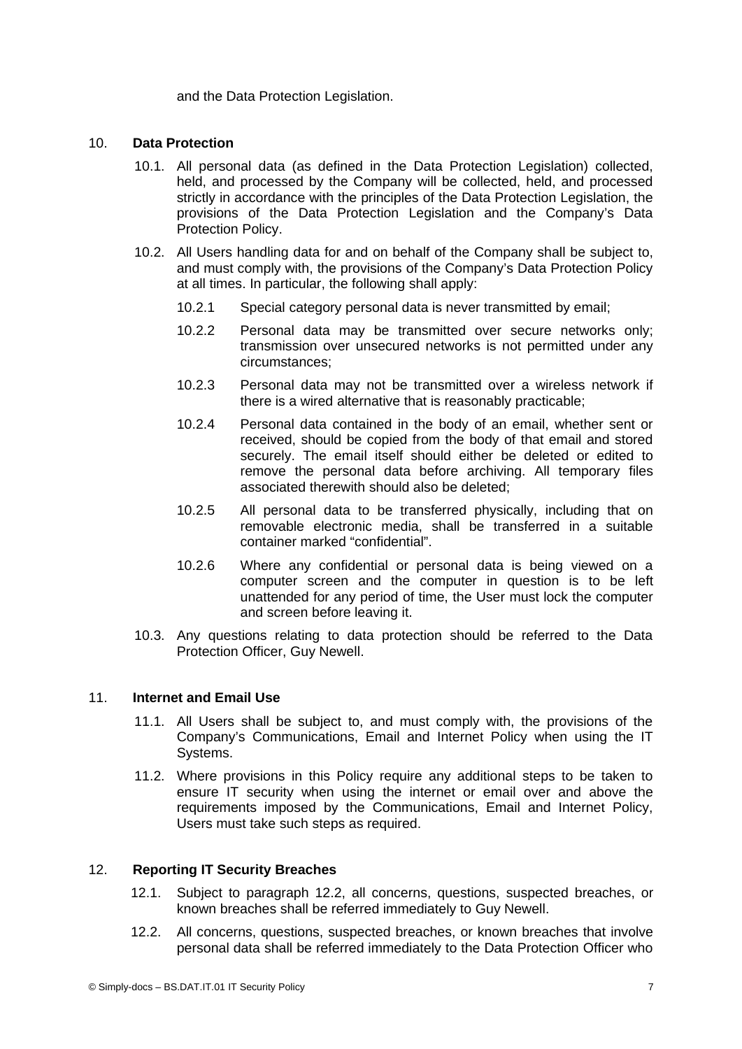and the Data Protection Legislation.

## 10. Data Protection

10.1. All personal data (as defined in the Data Protection Legislation) collected, held, and processed by the Company will be collected, held, and processed strictly in accordance with the principles of the Data Protection Legislation, the provisions of the Data Protection Legislation and the Company's Data Protection Policy.

10.2. All Users handling data for and on behalf of the Company shall be subject to, and must comply with, the provisions of the Company's Data Protection Policy at all times. In particular, the following shall apply:

10.2.1 Special category personal data is never transmitted by email;

10.2.2 Personal data may be transmitted over secure networks only; transmission over unsecured networks is not permitted under any circumstances;

10.2.3 Personal data may not be transmitted over a wireless network if there is a wired alternative that is reasonably practicable;

10.2.4 Personal data contained in the body of an email, whether sent or received, should be copied from the body of that email and stored securely. The email itself should either be deleted or edited to remove the personal data before archiving. All temporary files associated therewith should also be deleted;

10.2.5 All personal data to be transferred physically, including that on removable electronic media, shall be transferred in a suitable container marked "confidential".

10.2.6 Where any confidential or personal data is being viewed on a computer screen and the computer in question is to be left unattended for any period of time, the User must lock the computer and screen before leaving it.

10.3. Any questions relating to data protection should be referred to the Data Protection Officer, Guy Newell.

## 11. Internet and Email Use

11.1. All Users shall be subject to, and must comply with, the provisions of the Company's Communications, Email and Internet Policy when using the IT Systems.

11.2. Where provisions in this Policy require any additional steps to be taken to ensure IT security when using the internet or email over and above the requirements imposed by the Communications, Email and Internet Policy, Users must take such steps as required.

## 12. Reporting IT Security Breaches

12.1. Subject to paragraph 12.2, all concerns, questions, suspected breaches, or known breaches shall be referred immediately to Guy Newell.

12.2. All concerns, questions, suspected breaches, or known breaches that involve personal data shall be referred immediately to the Data Protection Officer who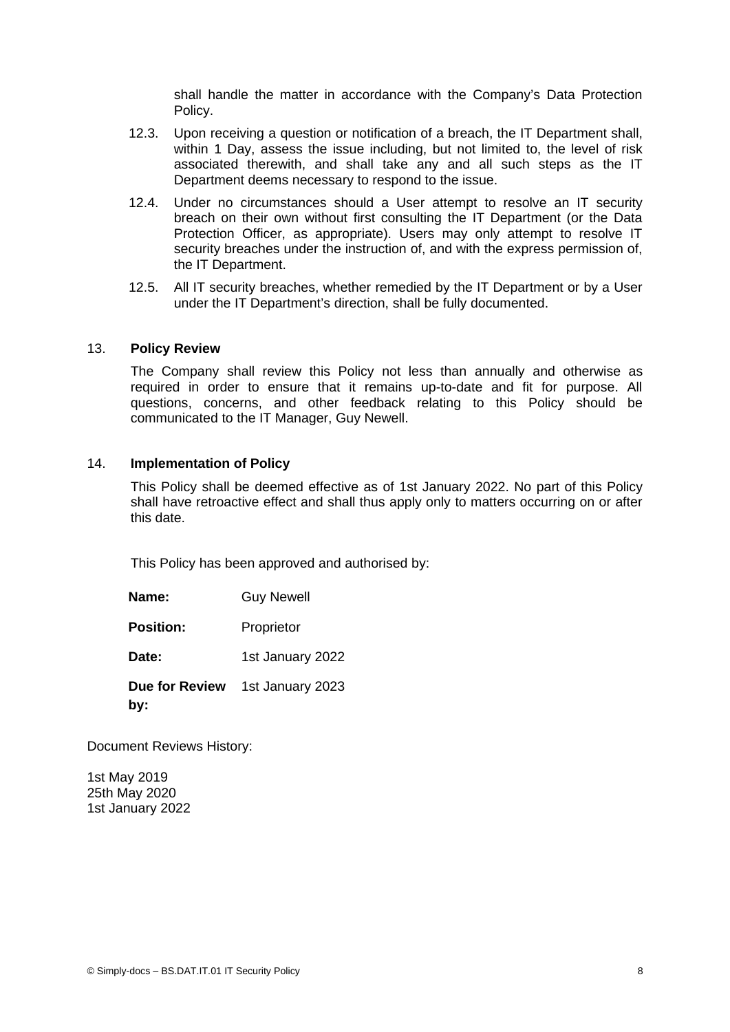shall handle the matter in accordance with the Company's Data Protection Policy.

12.3. Upon receiving a question or notification of a breach, the IT Department shall, within 1 Day, assess the issue including, but not limited to, the level of risk associated therewith, and shall take any and all such steps as the IT Department deems necessary to respond to the issue.

12.4. Under no circumstances should a User attempt to resolve an IT security breach on their own without first consulting the IT Department (or the Data Protection Officer, as appropriate). Users may only attempt to resolve IT security breaches under the instruction of, and with the express permission of, the IT Department.

12.5. All IT security breaches, whether remedied by the IT Department or by a User under the IT Department's direction, shall be fully documented.

## 13. Policy Review

The Company shall review this Policy not less than annually and otherwise as required in order to ensure that it remains up-to-date and fit for purpose. All questions, concerns, and other feedback relating to this Policy should be communicated to the IT Manager, Guy Newell.

## 14. Implementation of Policy

This Policy shall be deemed effective as of 1st January 2022. No part of this Policy shall have retroactive effect and shall thus apply only to matters occurring on or after this date.

This Policy has been approved and authorised by:

| | |
|---|---|
| **Name:** | Guy Newell |
| **Position:** | Proprietor |
| **Date:** | 1st January 2022 |
| **Due for Review by:** | 1st January 2023 |

Document Reviews History:

1st May 2019
25th May 2020
1st January 2022